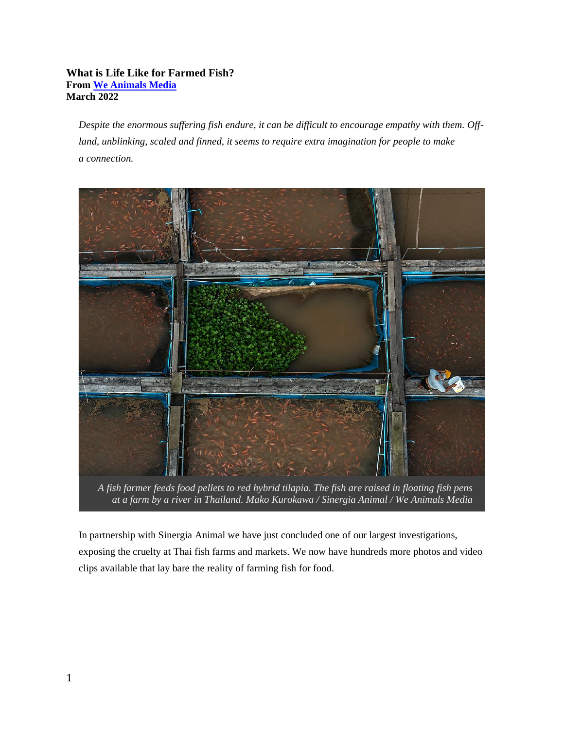**What is Life Like for Farmed Fish?**
**From [We Animals Media]**
**March 2022**

*Despite the enormous suffering fish endure, it can be difficult to encourage empathy with them. Off-land, unblinking, scaled and finned, it seems to require extra imagination for people to make a connection.*

*A fish farmer feeds food pellets to red hybrid tilapia. The fish are raised in floating fish pens at a farm by a river in Thailand. Mako Kurokawa / Sinergia Animal / We Animals Media*

In partnership with Sinergia Animal we have just concluded one of our largest investigations, exposing the cruelty at Thai fish farms and markets. We now have hundreds more photos and video clips available that lay bare the reality of farming fish for food.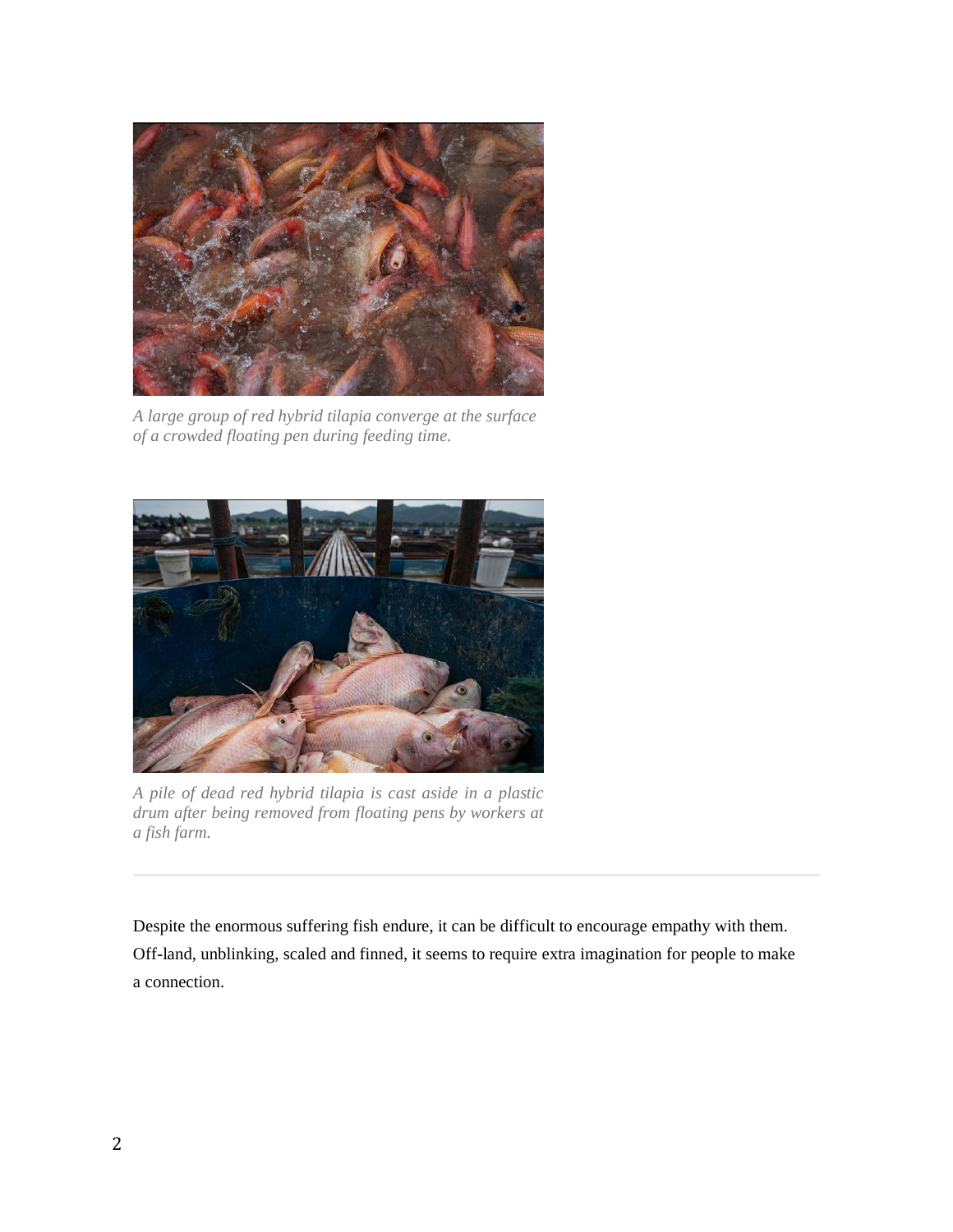*A large group of red hybrid tilapia converge at the surface of a crowded floating pen during feeding time.*

*A pile of dead red hybrid tilapia is cast aside in a plastic drum after being removed from floating pens by workers at a fish farm.*

---

Despite the enormous suffering fish endure, it can be difficult to encourage empathy with them. Off-land, unblinking, scaled and finned, it seems to require extra imagination for people to make a connection.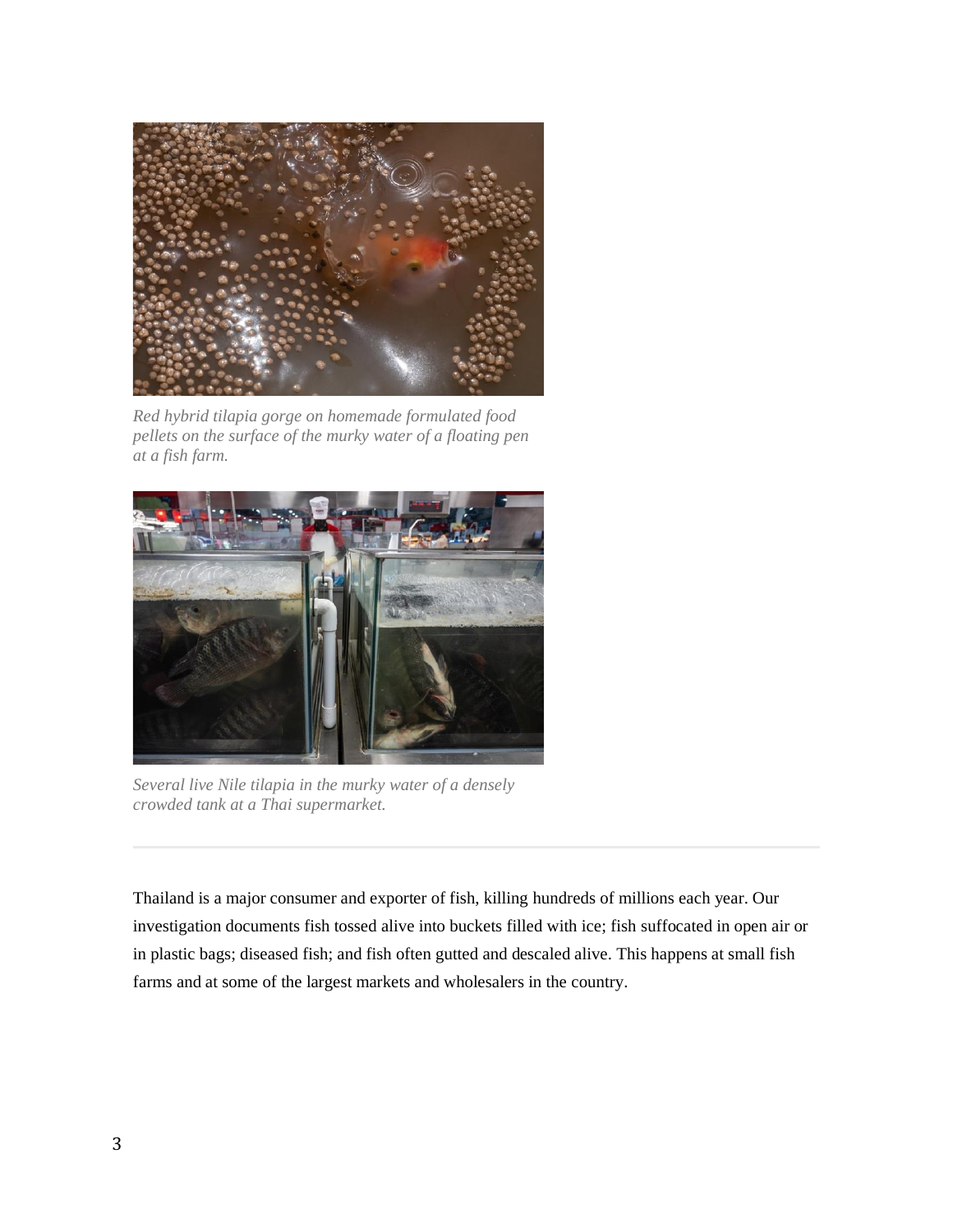*Red hybrid tilapia gorge on homemade formulated food pellets on the surface of the murky water of a floating pen at a fish farm.*

*Several live Nile tilapia in the murky water of a densely crowded tank at a Thai supermarket.*

---

Thailand is a major consumer and exporter of fish, killing hundreds of millions each year. Our investigation documents fish tossed alive into buckets filled with ice; fish suffocated in open air or in plastic bags; diseased fish; and fish often gutted and descaled alive. This happens at small fish farms and at some of the largest markets and wholesalers in the country.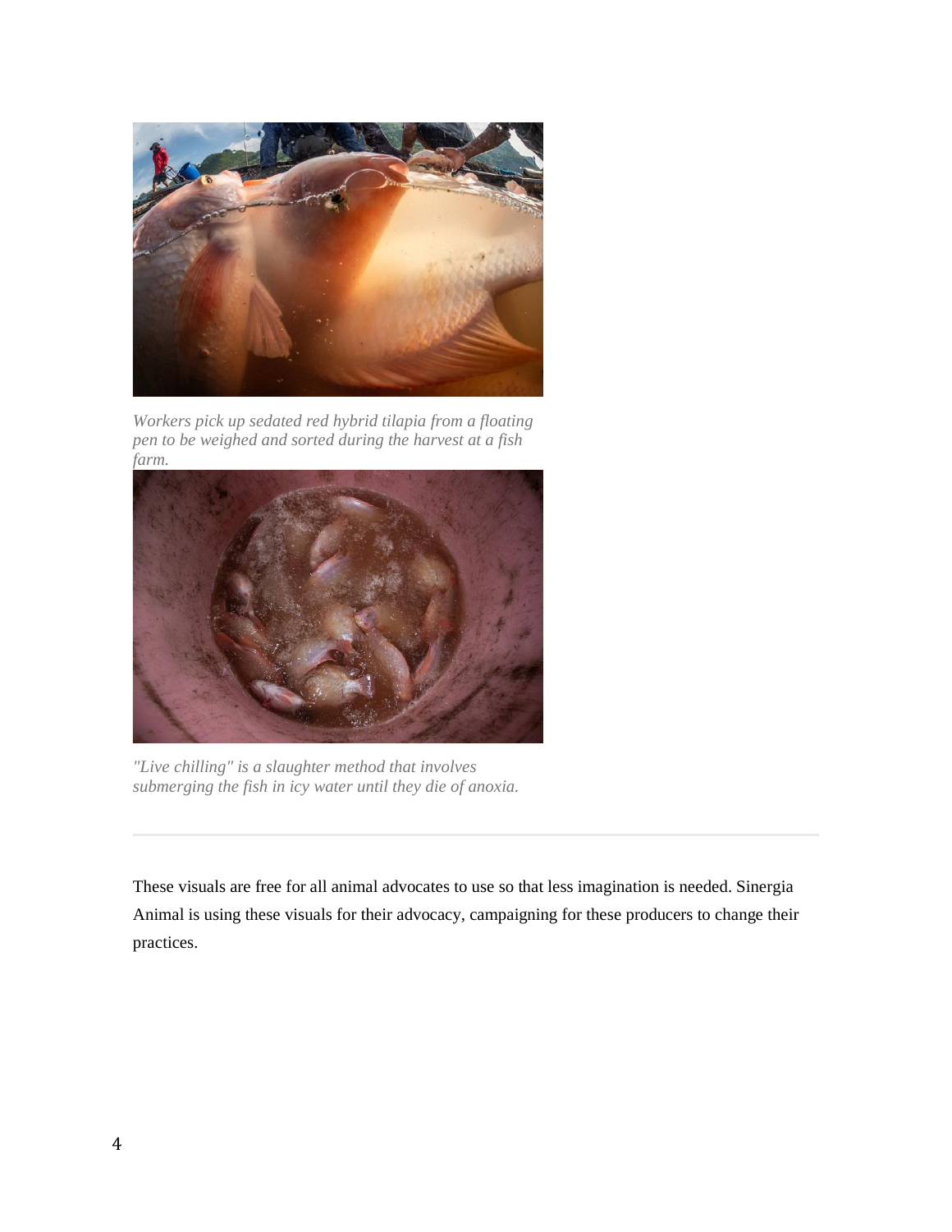*Workers pick up sedated red hybrid tilapia from a floating pen to be weighed and sorted during the harvest at a fish farm.*

*"Live chilling" is a slaughter method that involves submerging the fish in icy water until they die of anoxia.*

---

These visuals are free for all animal advocates to use so that less imagination is needed. Sinergia Animal is using these visuals for their advocacy, campaigning for these producers to change their practices.